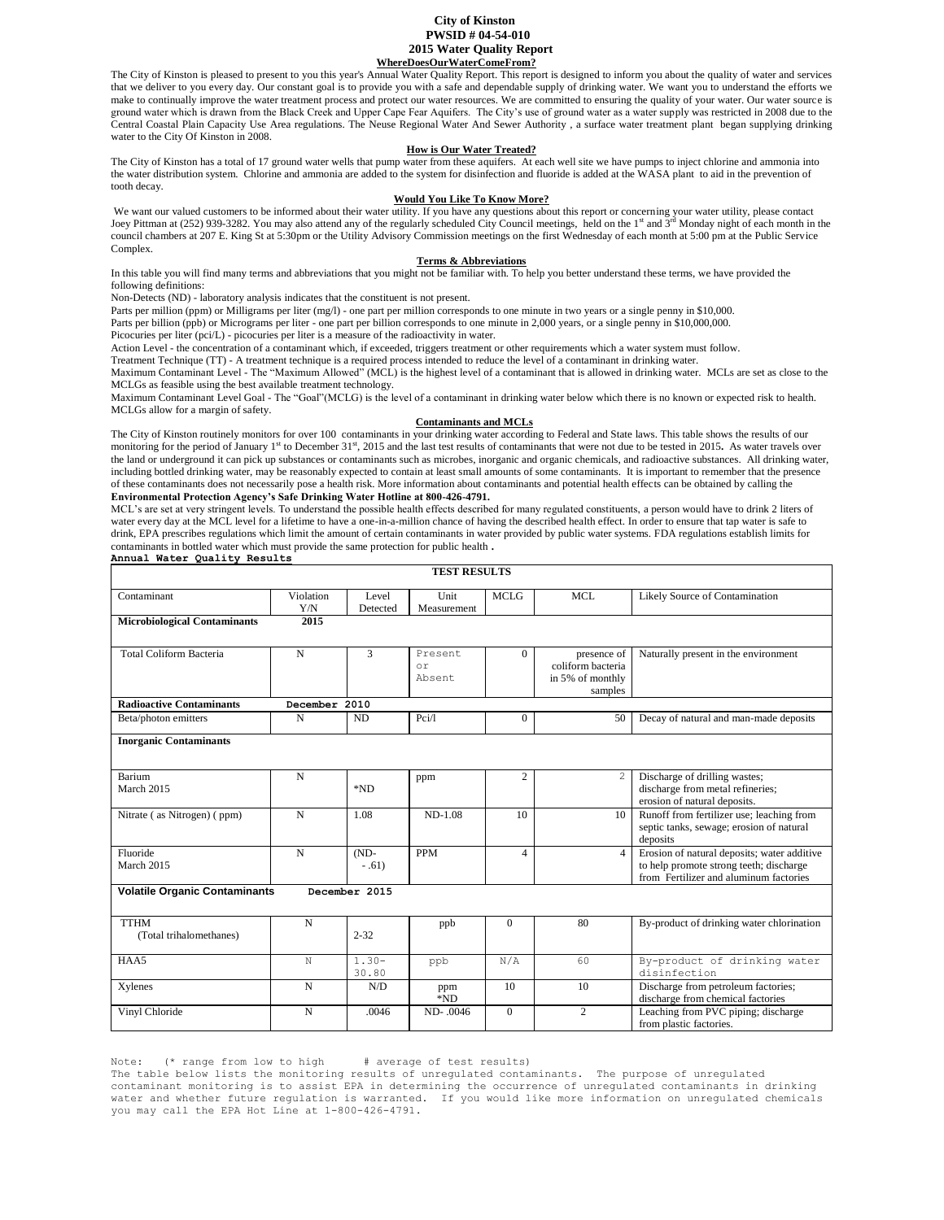# City of Kinston
## PWSID # 04-54-010
## 2015 Water Quality Report

### WhereDoesOurWaterComeFrom?

The City of Kinston is pleased to present to you this year's Annual Water Quality Report. This report is designed to inform you about the quality of water and services that we deliver to you every day. Our constant goal is to provide you with a safe and dependable supply of drinking water. We want you to understand the efforts we make to continually improve the water treatment process and protect our water resources. We are committed to ensuring the quality of your water. Our water source is ground water which is drawn from the Black Creek and Upper Cape Fear Aquifers. The City's use of ground water as a water supply was restricted in 2008 due to the Central Coastal Plain Capacity Use Area regulations. The Neuse Regional Water And Sewer Authority , a surface water treatment plant began supplying drinking water to the City Of Kinston in 2008.

### How is Our Water Treated?

The City of Kinston has a total of 17 ground water wells that pump water from these aquifers. At each well site we have pumps to inject chlorine and ammonia into the water distribution system. Chlorine and ammonia are added to the system for disinfection and fluoride is added at the WASA plant to aid in the prevention of tooth decay.

### Would You Like To Know More?

We want our valued customers to be informed about their water utility. If you have any questions about this report or concerning your water utility, please contact Joey Pittman at (252) 939-3282. You may also attend any of the regularly scheduled City Council meetings, held on the 1st and 3rd Monday night of each month in the council chambers at 207 E. King St at 5:30pm or the Utility Advisory Commission meetings on the first Wednesday of each month at 5:00 pm at the Public Service Complex.

### Terms & Abbreviations

In this table you will find many terms and abbreviations that you might not be familiar with. To help you better understand these terms, we have provided the following definitions:

Non-Detects (ND) - laboratory analysis indicates that the constituent is not present.

Parts per million (ppm) or Milligrams per liter (mg/l) - one part per million corresponds to one minute in two years or a single penny in $10,000.

Parts per billion (ppb) or Micrograms per liter - one part per billion corresponds to one minute in 2,000 years, or a single penny in $10,000,000.

Picocuries per liter (pci/L) - picocuries per liter is a measure of the radioactivity in water.

Action Level - the concentration of a contaminant which, if exceeded, triggers treatment or other requirements which a water system must follow.

Treatment Technique (TT) - A treatment technique is a required process intended to reduce the level of a contaminant in drinking water.

Maximum Contaminant Level - The "Maximum Allowed" (MCL) is the highest level of a contaminant that is allowed in drinking water. MCLs are set as close to the MCLGs as feasible using the best available treatment technology.

Maximum Contaminant Level Goal - The "Goal"(MCLG) is the level of a contaminant in drinking water below which there is no known or expected risk to health. MCLGs allow for a margin of safety.

### Contaminants and MCLs

The City of Kinston routinely monitors for over 100 contaminants in your drinking water according to Federal and State laws. This table shows the results of our monitoring for the period of January 1st to December 31st, 2015 and the last test results of contaminants that were not due to be tested in 2015**.** As water travels over the land or underground it can pick up substances or contaminants such as microbes, inorganic and organic chemicals, and radioactive substances. All drinking water, including bottled drinking water, may be reasonably expected to contain at least small amounts of some contaminants. It is important to remember that the presence of these contaminants does not necessarily pose a health risk. More information about contaminants and potential health effects can be obtained by calling the **Environmental Protection Agency's Safe Drinking Water Hotline at 800-426-4791.**

MCL's are set at very stringent levels. To understand the possible health effects described for many regulated constituents, a person would have to drink 2 liters of water every day at the MCL level for a lifetime to have a one-in-a-million chance of having the described health effect. In order to ensure that tap water is safe to drink, EPA prescribes regulations which limit the amount of certain contaminants in water provided by public water systems. FDA regulations establish limits for contaminants in bottled water which must provide the same protection for public health **.**

**Annual Water Quality Results**

| TEST RESULTS | | | | | | |
|---|---|---|---|---|---|---|
| Contaminant | Violation Y/N | Level Detected | Unit Measurement | MCLG | MCL | Likely Source of Contamination |
| **Microbiological Contaminants** | **2015** | | | | | |
| Total Coliform Bacteria | N | 3 | Present or Absent | 0 | presence of coliform bacteria in 5% of monthly samples | Naturally present in the environment |
| **Radioactive Contaminants** | **December 2010** | | | | | |
| Beta/photon emitters | N | ND | Pci/l | 0 | 50 | Decay of natural and man-made deposits |
| **Inorganic Contaminants** | | | | | | |
| Barium March 2015 | N | *ND | ppm | 2 | 2 | Discharge of drilling wastes; discharge from metal refineries; erosion of natural deposits. |
| Nitrate ( as Nitrogen) ( ppm) | N | 1.08 | ND-1.08 | 10 | 10 | Runoff from fertilizer use; leaching from septic tanks, sewage; erosion of natural deposits |
| Fluoride March 2015 | N | (ND- -.61) | PPM | 4 | 4 | Erosion of natural deposits; water additive to help promote strong teeth; discharge from Fertilizer and aluminum factories |
| **Volatile Organic Contaminants** | **December 2015** | | | | | |
| TTHM (Total trihalomethanes) | N | 2-32 | ppb | 0 | 80 | By-product of drinking water chlorination |
| HAA5 | N | 1.30-30.80 | ppb | N/A | 60 | By-product of drinking water disinfection |
| Xylenes | N | N/D | ppm *ND | 10 | 10 | Discharge from petroleum factories; discharge from chemical factories |
| Vinyl Chloride | N | .0046 | ND- .0046 | 0 | 2 | Leaching from PVC piping; discharge from plastic factories. |

Note: (* range from low to high # average of test results)

The table below lists the monitoring results of unregulated contaminants. The purpose of unregulated contaminant monitoring is to assist EPA in determining the occurrence of unregulated contaminants in drinking water and whether future regulation is warranted. If you would like more information on unregulated chemicals you may call the EPA Hot Line at 1-800-426-4791.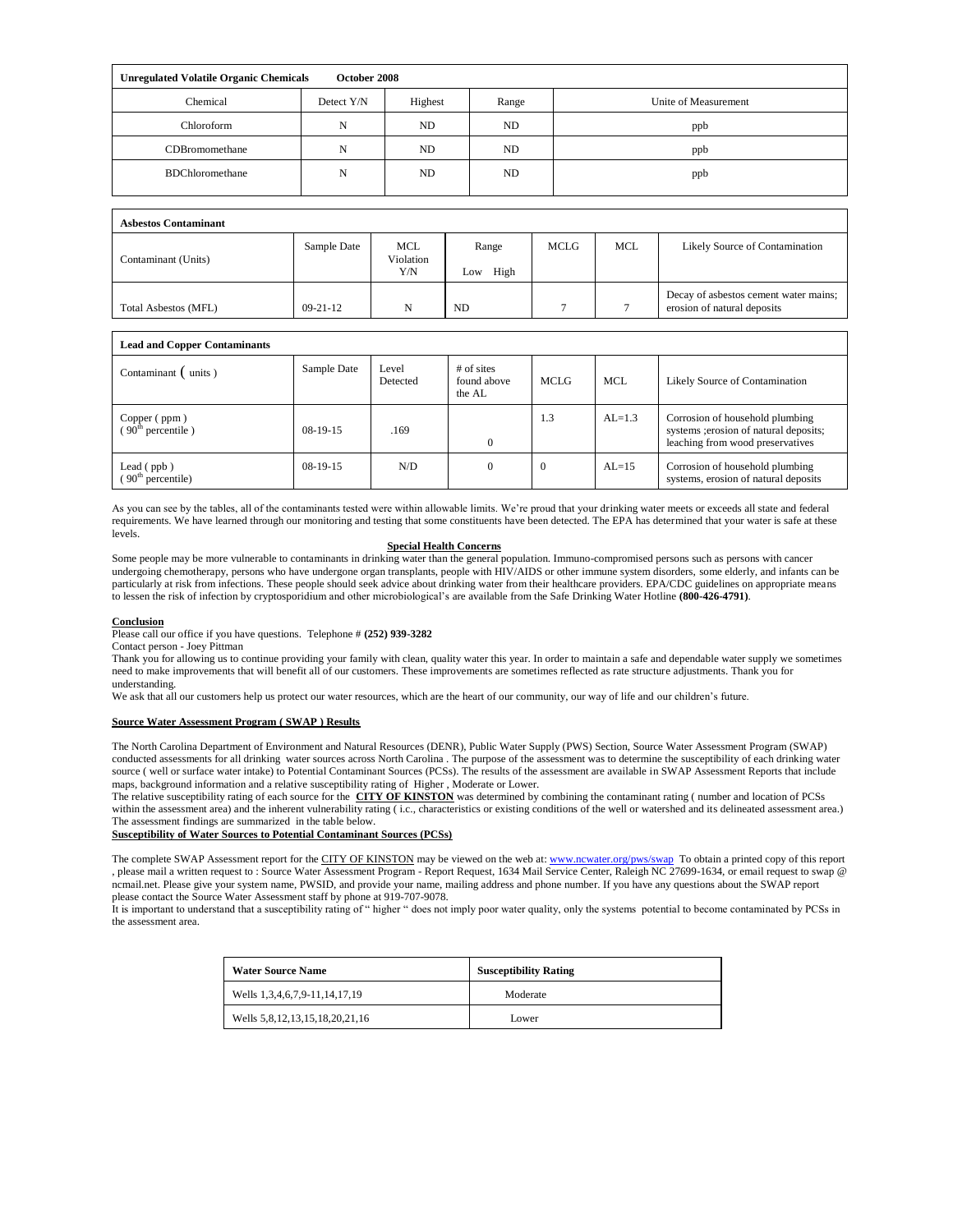| Unregulated Volatile Organic Chemicals | October 2008 | | | |
|---|---|---|---|---|
| Chemical | Detect Y/N | Highest | Range | Unite of Measurement |
| Chloroform | N | ND | ND | ppb |
| CDBromomethane | N | ND | ND | ppb |
| BDChloromethane | N | ND | ND | ppb |

| Asbestos Contaminant | | | | | | |
|---|---|---|---|---|---|---|
| Contaminant (Units) | Sample Date | MCL Violation Y/N | Range Low High | MCLG | MCL | Likely Source of Contamination |
| Total Asbestos (MFL) | 09-21-12 | N | ND | 7 | 7 | Decay of asbestos cement water mains; erosion of natural deposits |

| Lead and Copper Contaminants | | | | | | |
|---|---|---|---|---|---|---|
| Contaminant ( units ) | Sample Date | Level Detected | # of sites found above the AL | MCLG | MCL | Likely Source of Contamination |
| Copper ( ppm ) ( $90^{th}$ percentile ) | 08-19-15 | .169 | 0 | 1.3 | AL=1.3 | Corrosion of household plumbing systems ;erosion of natural deposits; leaching from wood preservatives |
| Lead ( ppb ) ( $90^{th}$ percentile) | 08-19-15 | N/D | 0 | 0 | AL=15 | Corrosion of household plumbing systems, erosion of natural deposits |

As you can see by the tables, all of the contaminants tested were within allowable limits. We're proud that your drinking water meets or exceeds all state and federal requirements. We have learned through our monitoring and testing that some constituents have been detected. The EPA has determined that your water is safe at these levels.

**Special Health Concerns**

Some people may be more vulnerable to contaminants in drinking water than the general population. Immuno-compromised persons such as persons with cancer undergoing chemotherapy, persons who have undergone organ transplants, people with HIV/AIDS or other immune system disorders, some elderly, and infants can be particularly at risk from infections. These people should seek advice about drinking water from their healthcare providers. EPA/CDC guidelines on appropriate means to lessen the risk of infection by cryptosporidium and other microbiological's are available from the Safe Drinking Water Hotline **(800-426-4791)**.

**Conclusion**

Please call our office if you have questions. Telephone # **(252) 939-3282**

Contact person - Joey Pittman

Thank you for allowing us to continue providing your family with clean, quality water this year. In order to maintain a safe and dependable water supply we sometimes need to make improvements that will benefit all of our customers. These improvements are sometimes reflected as rate structure adjustments. Thank you for understanding.

We ask that all our customers help us protect our water resources, which are the heart of our community, our way of life and our children's future.

**Source Water Assessment Program ( SWAP ) Results**

The North Carolina Department of Environment and Natural Resources (DENR), Public Water Supply (PWS) Section, Source Water Assessment Program (SWAP) conducted assessments for all drinking water sources across North Carolina . The purpose of the assessment was to determine the susceptibility of each drinking water source ( well or surface water intake) to Potential Contaminant Sources (PCSs). The results of the assessment are available in SWAP Assessment Reports that include maps, background information and a relative susceptibility rating of Higher , Moderate or Lower.

The relative susceptibility rating of each source for the **CITY OF KINSTON** was determined by combining the contaminant rating ( number and location of PCSs within the assessment area) and the inherent vulnerability rating ( i.e., characteristics or existing conditions of the well or watershed and its delineated assessment area.) The assessment findings are summarized in the table below.

**Susceptibility of Water Sources to Potential Contaminant Sources (PCSs)**

The complete SWAP Assessment report for the CITY OF KINSTON may be viewed on the web at: www.ncwater.org/pws/swap To obtain a printed copy of this report , please mail a written request to : Source Water Assessment Program - Report Request, 1634 Mail Service Center, Raleigh NC 27699-1634, or email request to swap @ ncmail.net. Please give your system name, PWSID, and provide your name, mailing address and phone number. If you have any questions about the SWAP report please contact the Source Water Assessment staff by phone at 919-707-9078.

It is important to understand that a susceptibility rating of " higher " does not imply poor water quality, only the systems potential to become contaminated by PCSs in the assessment area.

| Water Source Name | Susceptibility Rating |
|---|---|
| Wells 1,3,4,6,7,9-11,14,17,19 | Moderate |
| Wells 5,8,12,13,15,18,20,21,16 | Lower |